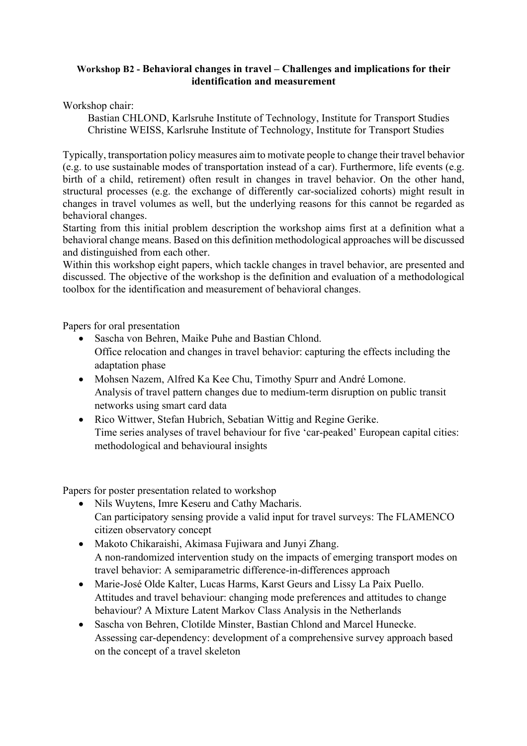# Workshop B2 - Behavioral changes in travel – Challenges and implications for their identification and measurement

Workshop chair:

Bastian CHLOND, Karlsruhe Institute of Technology, Institute for Transport Studies
Christine WEISS, Karlsruhe Institute of Technology, Institute for Transport Studies

Typically, transportation policy measures aim to motivate people to change their travel behavior (e.g. to use sustainable modes of transportation instead of a car). Furthermore, life events (e.g. birth of a child, retirement) often result in changes in travel behavior. On the other hand, structural processes (e.g. the exchange of differently car-socialized cohorts) might result in changes in travel volumes as well, but the underlying reasons for this cannot be regarded as behavioral changes.
Starting from this initial problem description the workshop aims first at a definition what a behavioral change means. Based on this definition methodological approaches will be discussed and distinguished from each other.
Within this workshop eight papers, which tackle changes in travel behavior, are presented and discussed. The objective of the workshop is the definition and evaluation of a methodological toolbox for the identification and measurement of behavioral changes.

Papers for oral presentation

- Sascha von Behren, Maike Puhe and Bastian Chlond.
  Office relocation and changes in travel behavior: capturing the effects including the adaptation phase
- Mohsen Nazem, Alfred Ka Kee Chu, Timothy Spurr and André Lomone.
  Analysis of travel pattern changes due to medium-term disruption on public transit networks using smart card data
- Rico Wittwer, Stefan Hubrich, Sebatian Wittig and Regine Gerike.
  Time series analyses of travel behaviour for five 'car-peaked' European capital cities: methodological and behavioural insights

Papers for poster presentation related to workshop

- Nils Wuytens, Imre Keseru and Cathy Macharis.
  Can participatory sensing provide a valid input for travel surveys: The FLAMENCO citizen observatory concept
- Makoto Chikaraishi, Akimasa Fujiwara and Junyi Zhang.
  A non-randomized intervention study on the impacts of emerging transport modes on travel behavior: A semiparametric difference-in-differences approach
- Marie-José Olde Kalter, Lucas Harms, Karst Geurs and Lissy La Paix Puello.
  Attitudes and travel behaviour: changing mode preferences and attitudes to change behaviour? A Mixture Latent Markov Class Analysis in the Netherlands
- Sascha von Behren, Clotilde Minster, Bastian Chlond and Marcel Hunecke.
  Assessing car-dependency: development of a comprehensive survey approach based on the concept of a travel skeleton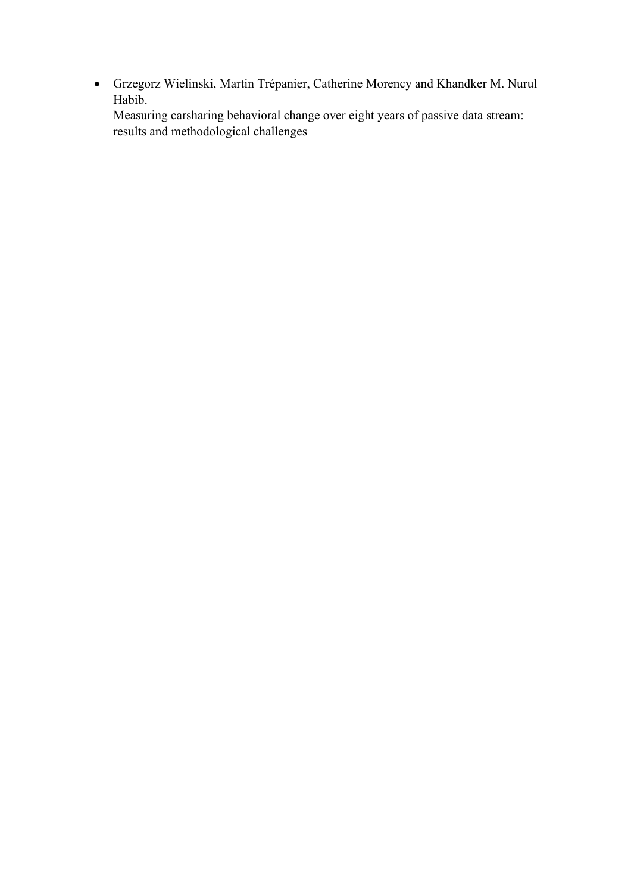- Grzegorz Wielinski, Martin Trépanier, Catherine Morency and Khandker M. Nurul Habib.
  Measuring carsharing behavioral change over eight years of passive data stream: results and methodological challenges